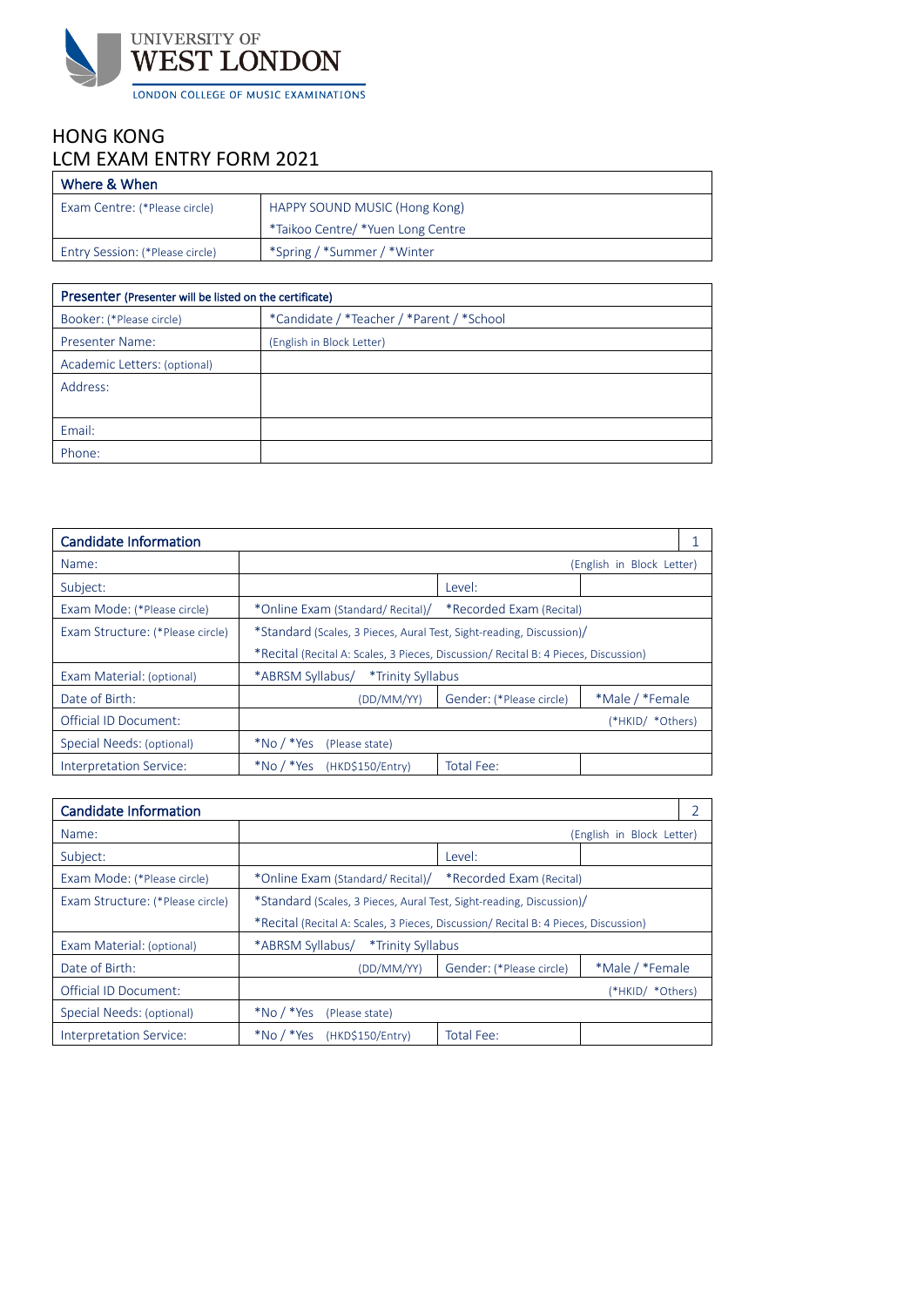UNIVERSITY OF
WEST LONDON
LONDON COLLEGE OF MUSIC EXAMINATIONS

# HONG KONG
# LCM EXAM ENTRY FORM 2021

| Where & When | |
|---|---|
| Exam Centre: (*Please circle) | HAPPY SOUND MUSIC (Hong Kong)<br>*Taikoo Centre/ *Yuen Long Centre |
| Entry Session: (*Please circle) | *Spring / *Summer / *Winter |

| Presenter (Presenter will be listed on the certificate) | |
|---|---|
| Booker: (*Please circle) | *Candidate / *Teacher / *Parent / *School |
| Presenter Name: | (English in Block Letter) |
| Academic Letters: (optional) | |
| Address: | |
| Email: | |
| Phone: | |

| Candidate Information | | | 1 |
|---|---|---|---|
| Name: | (English in Block Letter) | | |
| Subject: | | Level: | |
| Exam Mode: (*Please circle) | *Online Exam (Standard/ Recital)/ *Recorded Exam (Recital) | | |
| Exam Structure: (*Please circle) | *Standard (Scales, 3 Pieces, Aural Test, Sight-reading, Discussion)/<br>*Recital (Recital A: Scales, 3 Pieces, Discussion/ Recital B: 4 Pieces, Discussion) | | |
| Exam Material: (optional) | *ABRSM Syllabus/ *Trinity Syllabus | | |
| Date of Birth: | (DD/MM/YY) | Gender: (*Please circle) | *Male / *Female |
| Official ID Document: | (*HKID/ *Others) | | |
| Special Needs: (optional) | *No / *Yes (Please state) | | |
| Interpretation Service: | *No / *Yes (HKD$150/Entry) | Total Fee: | |

| Candidate Information | | | 2 |
|---|---|---|---|
| Name: | (English in Block Letter) | | |
| Subject: | | Level: | |
| Exam Mode: (*Please circle) | *Online Exam (Standard/ Recital)/ *Recorded Exam (Recital) | | |
| Exam Structure: (*Please circle) | *Standard (Scales, 3 Pieces, Aural Test, Sight-reading, Discussion)/<br>*Recital (Recital A: Scales, 3 Pieces, Discussion/ Recital B: 4 Pieces, Discussion) | | |
| Exam Material: (optional) | *ABRSM Syllabus/ *Trinity Syllabus | | |
| Date of Birth: | (DD/MM/YY) | Gender: (*Please circle) | *Male / *Female |
| Official ID Document: | (*HKID/ *Others) | | |
| Special Needs: (optional) | *No / *Yes (Please state) | | |
| Interpretation Service: | *No / *Yes (HKD$150/Entry) | Total Fee: | |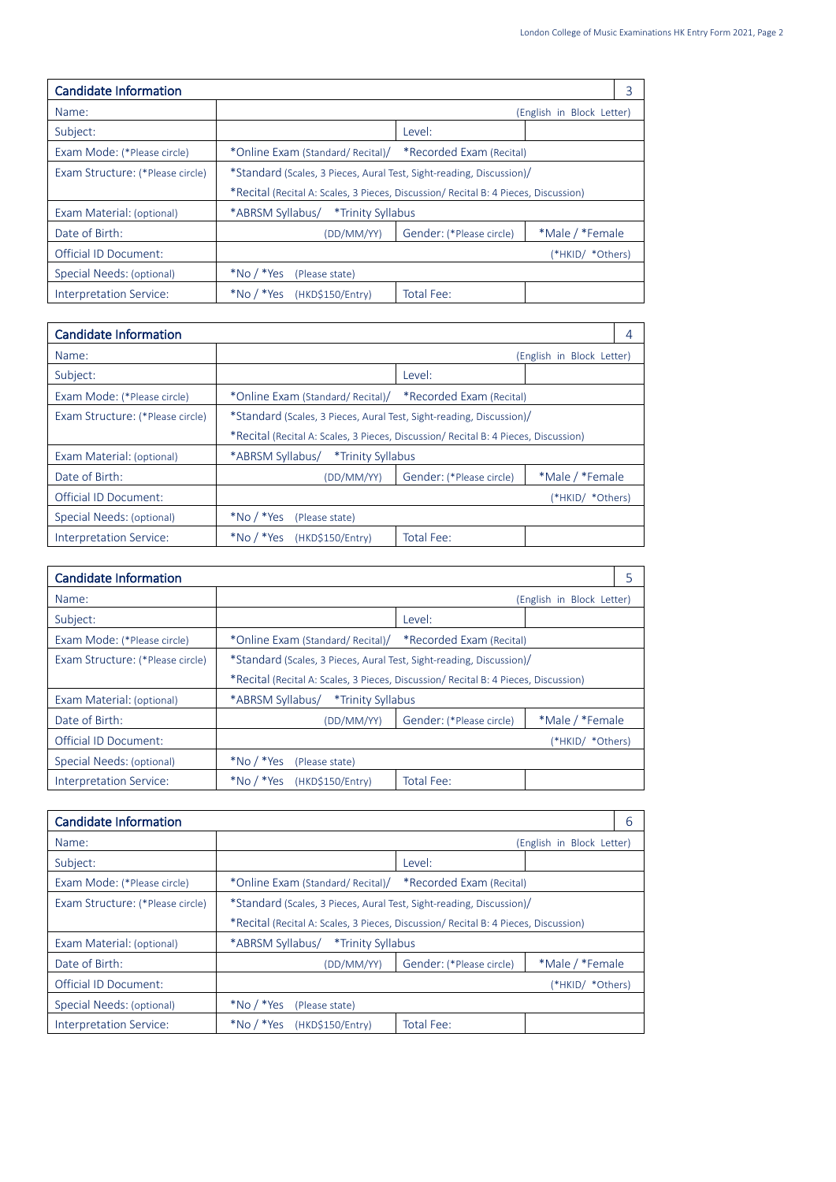| Candidate Information | | | 3 |
|---|---|---|---|
| Name: | (English in Block Letter) | | |
| Subject: | | Level: | |
| Exam Mode: (*Please circle) | *Online Exam (Standard/ Recital)/ *Recorded Exam (Recital) | | |
| Exam Structure: (*Please circle) | *Standard (Scales, 3 Pieces, Aural Test, Sight-reading, Discussion)/ | | |
| | *Recital (Recital A: Scales, 3 Pieces, Discussion/ Recital B: 4 Pieces, Discussion) | | |
| Exam Material: (optional) | *ABRSM Syllabus/ *Trinity Syllabus | | |
| Date of Birth: | (DD/MM/YY) | Gender: (*Please circle) | *Male / *Female |
| Official ID Document: | (*HKID/ *Others) | | |
| Special Needs: (optional) | *No / *Yes (Please state) | | |
| Interpretation Service: | *No / *Yes (HKD$150/Entry) | Total Fee: | |

| Candidate Information | | | 4 |
|---|---|---|---|
| Name: | (English in Block Letter) | | |
| Subject: | | Level: | |
| Exam Mode: (*Please circle) | *Online Exam (Standard/ Recital)/ *Recorded Exam (Recital) | | |
| Exam Structure: (*Please circle) | *Standard (Scales, 3 Pieces, Aural Test, Sight-reading, Discussion)/ | | |
| | *Recital (Recital A: Scales, 3 Pieces, Discussion/ Recital B: 4 Pieces, Discussion) | | |
| Exam Material: (optional) | *ABRSM Syllabus/ *Trinity Syllabus | | |
| Date of Birth: | (DD/MM/YY) | Gender: (*Please circle) | *Male / *Female |
| Official ID Document: | (*HKID/ *Others) | | |
| Special Needs: (optional) | *No / *Yes (Please state) | | |
| Interpretation Service: | *No / *Yes (HKD$150/Entry) | Total Fee: | |

| Candidate Information | | | 5 |
|---|---|---|---|
| Name: | (English in Block Letter) | | |
| Subject: | | Level: | |
| Exam Mode: (*Please circle) | *Online Exam (Standard/ Recital)/ *Recorded Exam (Recital) | | |
| Exam Structure: (*Please circle) | *Standard (Scales, 3 Pieces, Aural Test, Sight-reading, Discussion)/ | | |
| | *Recital (Recital A: Scales, 3 Pieces, Discussion/ Recital B: 4 Pieces, Discussion) | | |
| Exam Material: (optional) | *ABRSM Syllabus/ *Trinity Syllabus | | |
| Date of Birth: | (DD/MM/YY) | Gender: (*Please circle) | *Male / *Female |
| Official ID Document: | (*HKID/ *Others) | | |
| Special Needs: (optional) | *No / *Yes (Please state) | | |
| Interpretation Service: | *No / *Yes (HKD$150/Entry) | Total Fee: | |

| Candidate Information | | | 6 |
|---|---|---|---|
| Name: | (English in Block Letter) | | |
| Subject: | | Level: | |
| Exam Mode: (*Please circle) | *Online Exam (Standard/ Recital)/ *Recorded Exam (Recital) | | |
| Exam Structure: (*Please circle) | *Standard (Scales, 3 Pieces, Aural Test, Sight-reading, Discussion)/ | | |
| | *Recital (Recital A: Scales, 3 Pieces, Discussion/ Recital B: 4 Pieces, Discussion) | | |
| Exam Material: (optional) | *ABRSM Syllabus/ *Trinity Syllabus | | |
| Date of Birth: | (DD/MM/YY) | Gender: (*Please circle) | *Male / *Female |
| Official ID Document: | (*HKID/ *Others) | | |
| Special Needs: (optional) | *No / *Yes (Please state) | | |
| Interpretation Service: | *No / *Yes (HKD$150/Entry) | Total Fee: | |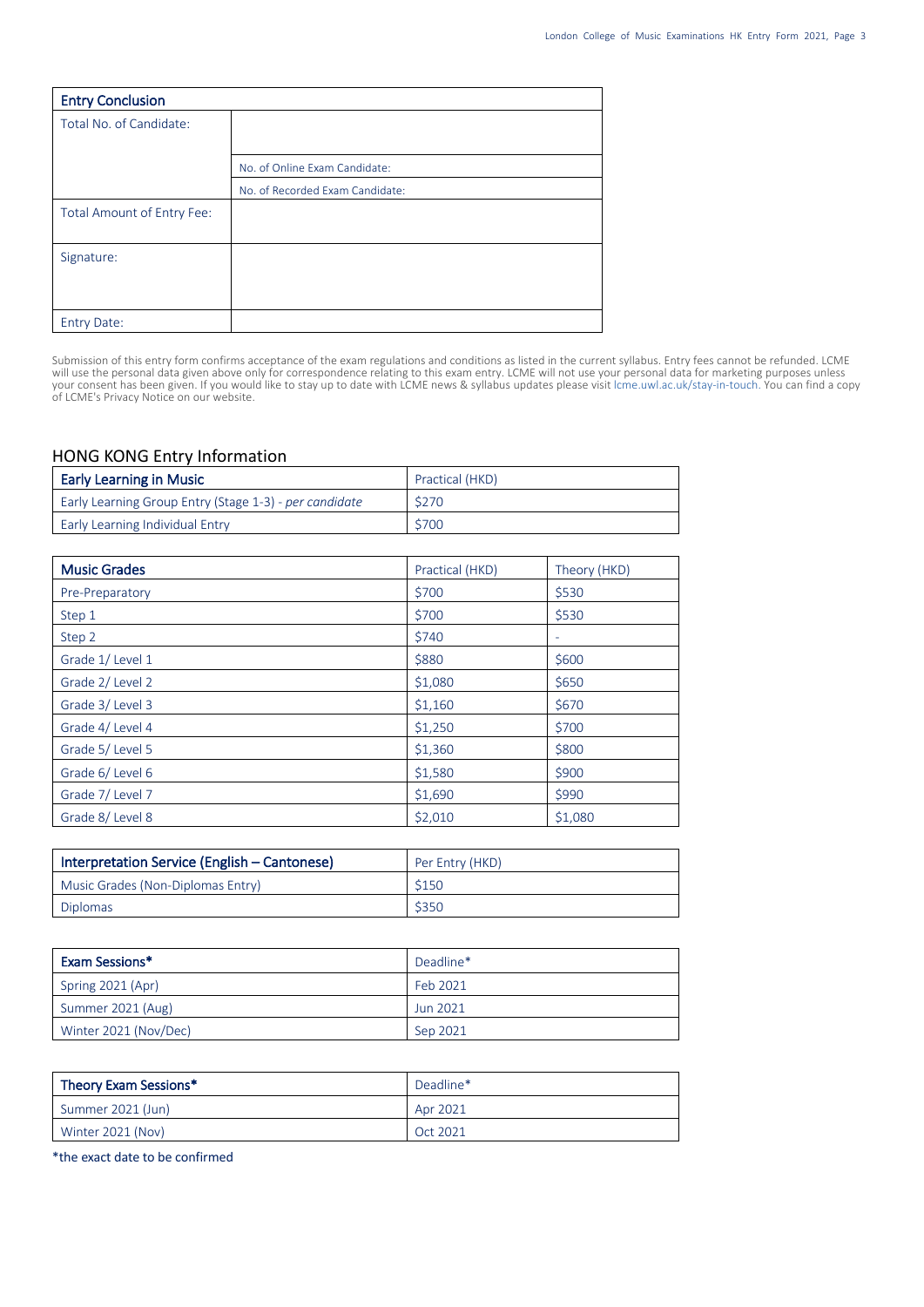| Entry Conclusion | |
|---|---|
| Total No. of Candidate: | |
| | No. of Online Exam Candidate: |
| | No. of Recorded Exam Candidate: |
| Total Amount of Entry Fee: | |
| Signature: | |
| Entry Date: | |

Submission of this entry form confirms acceptance of the exam regulations and conditions as listed in the current syllabus. Entry fees cannot be refunded. LCME will use the personal data given above only for correspondence relating to this exam entry. LCME will not use your personal data for marketing purposes unless your consent has been given. If you would like to stay up to date with LCME news & syllabus updates please visit lcme.uwl.ac.uk/stay-in-touch. You can find a copy of LCME's Privacy Notice on our website.

## HONG KONG Entry Information

| Early Learning in Music | Practical (HKD) |
|---|---|
| Early Learning Group Entry (Stage 1-3) - *per candidate* | $270 |
| Early Learning Individual Entry | $700 |

| Music Grades | Practical (HKD) | Theory (HKD) |
|---|---|---|
| Pre-Preparatory | $700 | $530 |
| Step 1 | $700 | $530 |
| Step 2 | $740 | - |
| Grade 1/ Level 1 | $880 | $600 |
| Grade 2/ Level 2 | $1,080 | $650 |
| Grade 3/ Level 3 | $1,160 | $670 |
| Grade 4/ Level 4 | $1,250 | $700 |
| Grade 5/ Level 5 | $1,360 | $800 |
| Grade 6/ Level 6 | $1,580 | $900 |
| Grade 7/ Level 7 | $1,690 | $990 |
| Grade 8/ Level 8 | $2,010 | $1,080 |

| Interpretation Service (English – Cantonese) | Per Entry (HKD) |
|---|---|
| Music Grades (Non-Diplomas Entry) | $150 |
| Diplomas | $350 |

| Exam Sessions* | Deadline* |
|---|---|
| Spring 2021 (Apr) | Feb 2021 |
| Summer 2021 (Aug) | Jun 2021 |
| Winter 2021 (Nov/Dec) | Sep 2021 |

| Theory Exam Sessions* | Deadline* |
|---|---|
| Summer 2021 (Jun) | Apr 2021 |
| Winter 2021 (Nov) | Oct 2021 |

*the exact date to be confirmed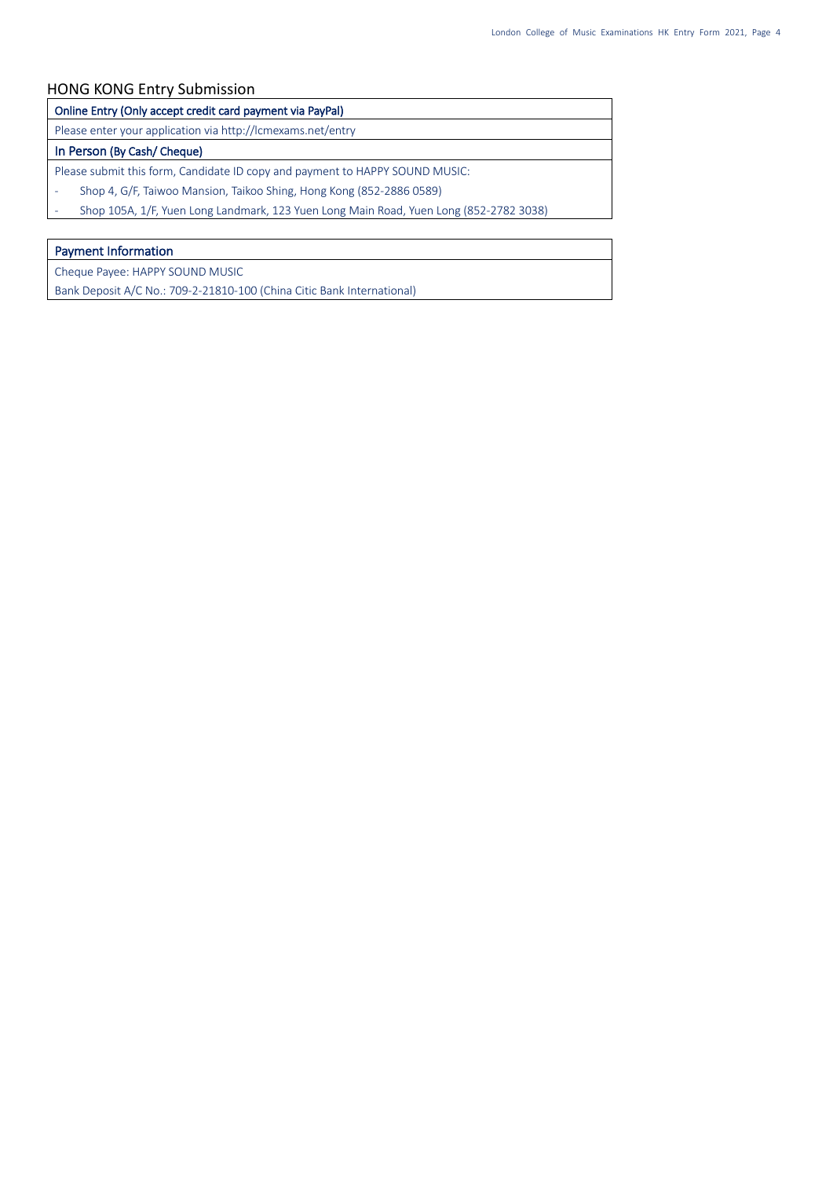## HONG KONG Entry Submission

**Online Entry (Only accept credit card payment via PayPal)**

Please enter your application via http://lcmexams.net/entry

**In Person (By Cash/ Cheque)**

Please submit this form, Candidate ID copy and payment to HAPPY SOUND MUSIC:

- Shop 4, G/F, Taiwoo Mansion, Taikoo Shing, Hong Kong (852-2886 0589)
- Shop 105A, 1/F, Yuen Long Landmark, 123 Yuen Long Main Road, Yuen Long (852-2782 3038)

**Payment Information**

Cheque Payee: HAPPY SOUND MUSIC

Bank Deposit A/C No.: 709-2-21810-100 (China Citic Bank International)